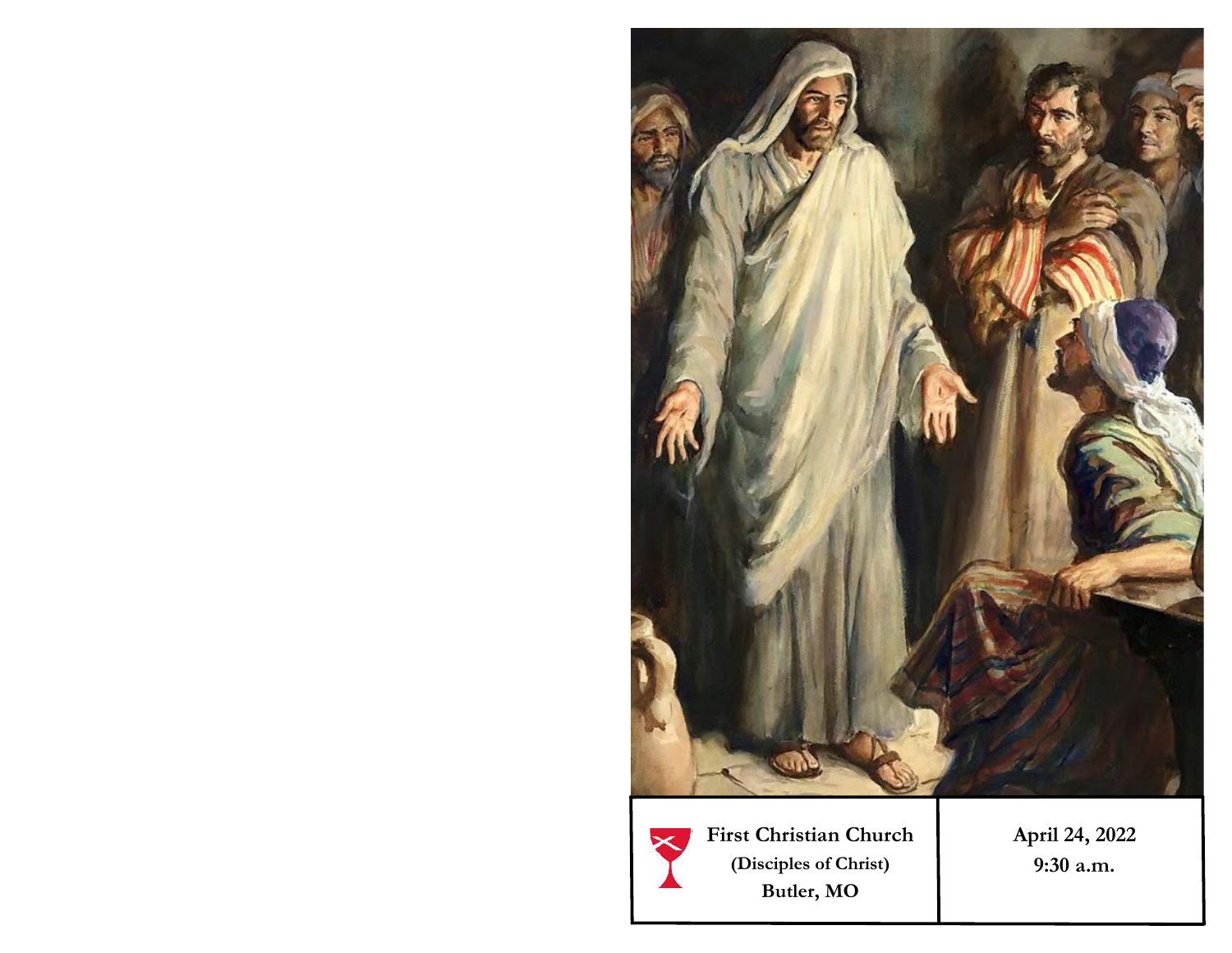**First Christian Church**
**(Disciples of Christ)**
**Butler, MO**

**April 24, 2022**
**9:30 a.m.**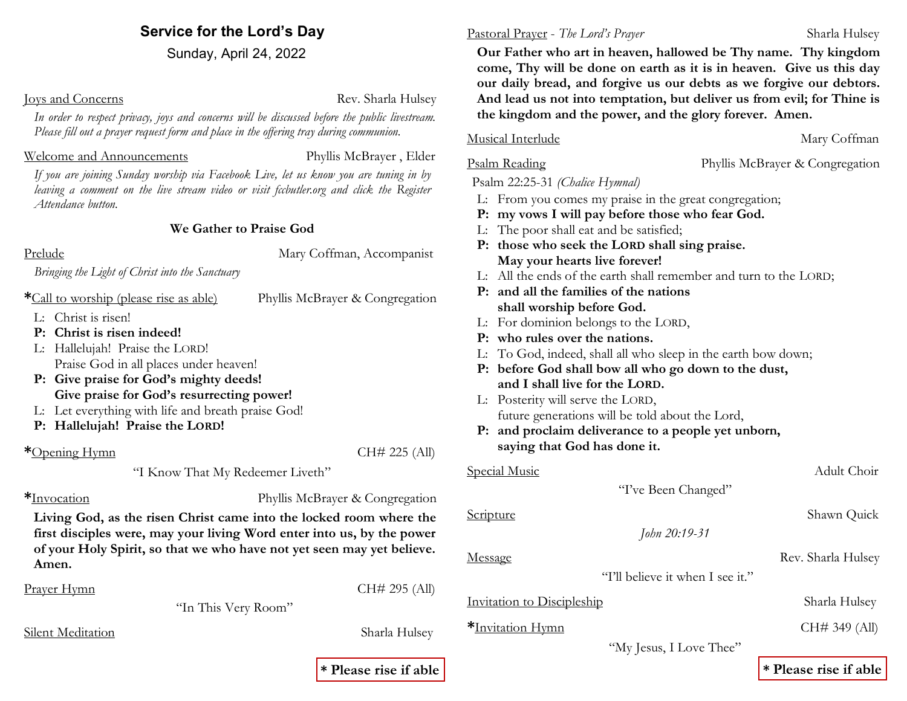# Service for the Lord's Day

Sunday, April 24, 2022

Joys and Concerns — Rev. Sharla Hulsey

*In order to respect privacy, joys and concerns will be discussed before the public livestream. Please fill out a prayer request form and place in the offering tray during communion.*

Welcome and Announcements — Phyllis McBrayer , Elder

*If you are joining Sunday worship via Facebook Live, let us know you are tuning in by leaving a comment on the live stream video or visit fccbutler.org and click the Register Attendance button.*

**We Gather to Praise God**

Prelude — Mary Coffman, Accompanist

*Bringing the Light of Christ into the Sanctuary*

*Call to worship (please rise as able) — Phyllis McBrayer & Congregation

L: Christ is risen!
**P: Christ is risen indeed!**
L: Hallelujah! Praise the LORD!
Praise God in all places under heaven!
**P: Give praise for God's mighty deeds!**
**Give praise for God's resurrecting power!**
L: Let everything with life and breath praise God!
**P: Hallelujah! Praise the LORD!**

*Opening Hymn — CH# 225 (All)

"I Know That My Redeemer Liveth"

*Invocation — Phyllis McBrayer & Congregation

**Living God, as the risen Christ came into the locked room where the first disciples were, may your living Word enter into us, by the power of your Holy Spirit, so that we who have not yet seen may yet believe. Amen.**

Prayer Hymn — CH# 295 (All)

"In This Very Room"

Silent Meditation — Sharla Hulsey

**\* Please rise if able**

Pastoral Prayer - *The Lord's Prayer* — Sharla Hulsey

**Our Father who art in heaven, hallowed be Thy name. Thy kingdom come, Thy will be done on earth as it is in heaven. Give us this day our daily bread, and forgive us our debts as we forgive our debtors. And lead us not into temptation, but deliver us from evil; for Thine is the kingdom and the power, and the glory forever. Amen.**

Musical Interlude — Mary Coffman

Psalm Reading — Phyllis McBrayer & Congregation

Psalm 22:25-31 *(Chalice Hymnal)*

L: From you comes my praise in the great congregation;
**P: my vows I will pay before those who fear God.**
L: The poor shall eat and be satisfied;
**P: those who seek the LORD shall sing praise.**
**May your hearts live forever!**
L: All the ends of the earth shall remember and turn to the LORD;
**P: and all the families of the nations**
**shall worship before God.**
L: For dominion belongs to the LORD,
**P: who rules over the nations.**
L: To God, indeed, shall all who sleep in the earth bow down;
**P: before God shall bow all who go down to the dust,**
**and I shall live for the LORD.**
L: Posterity will serve the LORD,
future generations will be told about the Lord,
**P: and proclaim deliverance to a people yet unborn,**
**saying that God has done it.**

Special Music — Adult Choir

"I've Been Changed"

Scripture — Shawn Quick

*John 20:19-31*

Message — Rev. Sharla Hulsey

"I'll believe it when I see it."

Invitation to Discipleship — Sharla Hulsey

*Invitation Hymn — CH# 349 (All)

"My Jesus, I Love Thee"

**\* Please rise if able**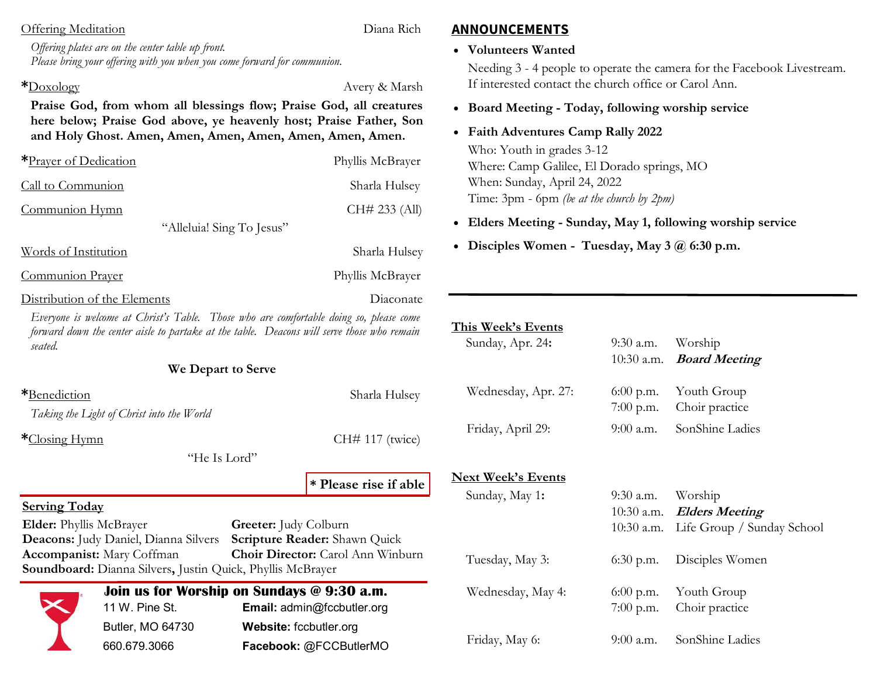Offering Meditation — Diana Rich

*Offering plates are on the center table up front.*
*Please bring your offering with you when you come forward for communion.*

*Doxology — Avery & Marsh

**Praise God, from whom all blessings flow; Praise God, all creatures here below; Praise God above, ye heavenly host; Praise Father, Son and Holy Ghost. Amen, Amen, Amen, Amen, Amen, Amen, Amen.**

*Prayer of Dedication — Phyllis McBrayer

Call to Communion — Sharla Hulsey

Communion Hymn — CH# 233 (All)

"Alleluia! Sing To Jesus"

Words of Institution — Sharla Hulsey

Communion Prayer — Phyllis McBrayer

Distribution of the Elements — Diaconate

*Everyone is welcome at Christ's Table. Those who are comfortable doing so, please come forward down the center aisle to partake at the table. Deacons will serve those who remain seated.*

**We Depart to Serve**

*Benediction — Sharla Hulsey

*Taking the Light of Christ into the World*

*Closing Hymn — CH# 117 (twice)

"He Is Lord"

**\* Please rise if able**

## Serving Today

**Elder:** Phyllis McBrayer
**Greeter:** Judy Colburn
**Deacons:** Judy Daniel, Dianna Silvers
**Scripture Reader:** Shawn Quick
**Accompanist:** Mary Coffman
**Choir Director:** Carol Ann Winburn
**Soundboard:** Dianna Silvers, Justin Quick, Phyllis McBrayer

**Join us for Worship on Sundays @ 9:30 a.m.**

11 W. Pine St.
Butler, MO 64730
660.679.3066

**Email:** admin@fccbutler.org
**Website:** fccbutler.org
**Facebook:** @FCCButlerMO

## ANNOUNCEMENTS

- **Volunteers Wanted**
  Needing 3 - 4 people to operate the camera for the Facebook Livestream. If interested contact the church office or Carol Ann.
- **Board Meeting - Today, following worship service**
- **Faith Adventures Camp Rally 2022**
  Who: Youth in grades 3-12
  Where: Camp Galilee, El Dorado springs, MO
  When: Sunday, April 24, 2022
  Time: 3pm - 6pm *(be at the church by 2pm)*
- **Elders Meeting - Sunday, May 1, following worship service**
- **Disciples Women - Tuesday, May 3 @ 6:30 p.m.**

## This Week's Events

| | | |
|---|---|---|
| Sunday, Apr. 24: | 9:30 a.m. | Worship |
| | 10:30 a.m. | ***Board Meeting*** |
| Wednesday, Apr. 27: | 6:00 p.m. | Youth Group |
| | 7:00 p.m. | Choir practice |
| Friday, April 29: | 9:00 a.m. | SonShine Ladies |

## Next Week's Events

| | | |
|---|---|---|
| Sunday, May 1: | 9:30 a.m. | Worship |
| | 10:30 a.m. | ***Elders Meeting*** |
| | 10:30 a.m. | Life Group / Sunday School |
| Tuesday, May 3: | 6:30 p.m. | Disciples Women |
| Wednesday, May 4: | 6:00 p.m. | Youth Group |
| | 7:00 p.m. | Choir practice |
| Friday, May 6: | 9:00 a.m. | SonShine Ladies |